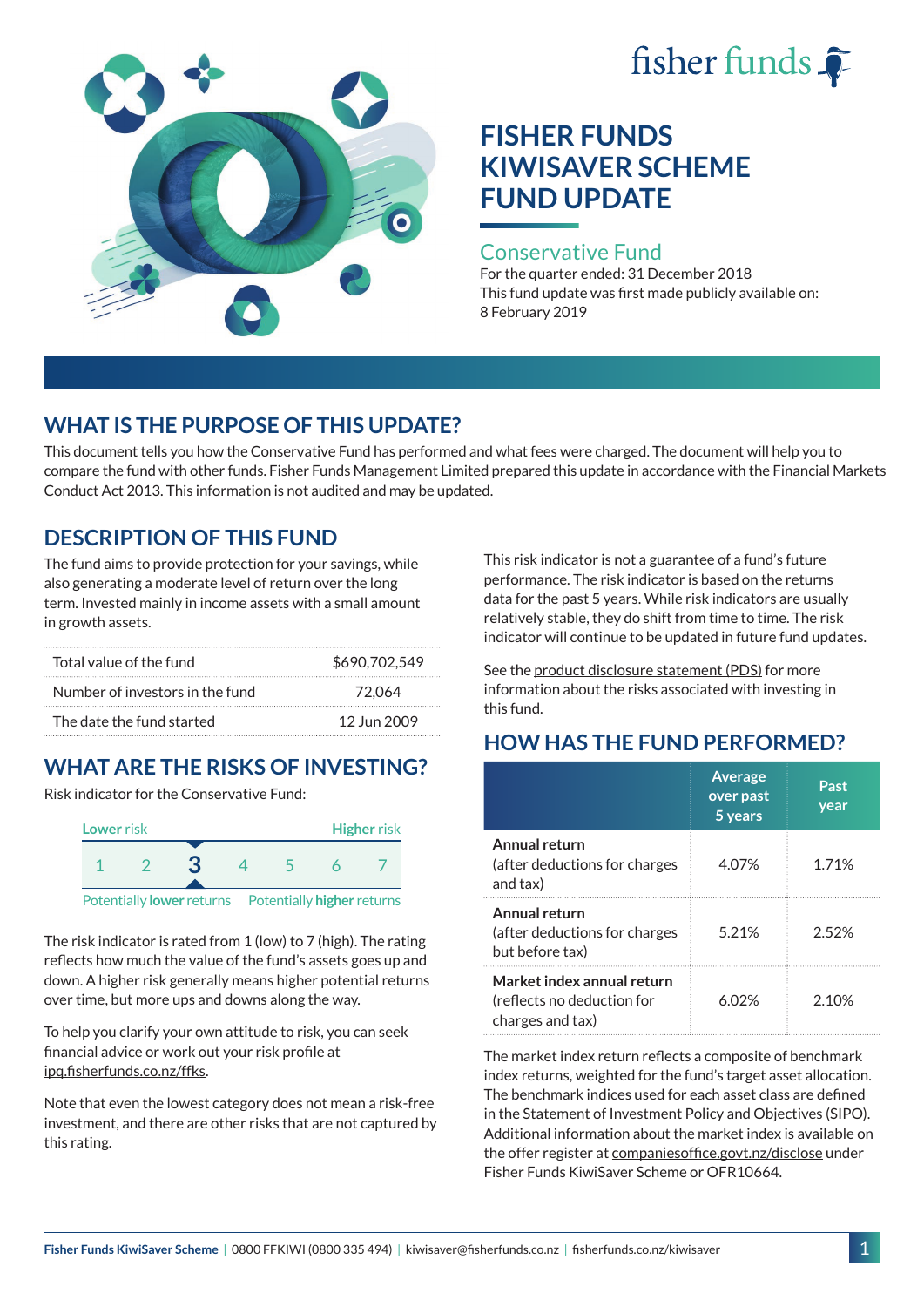fisher funds

# FISHER FUNDS KIWISAVER SCHEME FUND UPDATE

## Conservative Fund

For the quarter ended: 31 December 2018

This fund update was first made publicly available on: 8 February 2019

## WHAT IS THE PURPOSE OF THIS UPDATE?

This document tells you how the Conservative Fund has performed and what fees were charged. The document will help you to compare the fund with other funds. Fisher Funds Management Limited prepared this update in accordance with the Financial Markets Conduct Act 2013. This information is not audited and may be updated.

## DESCRIPTION OF THIS FUND

The fund aims to provide protection for your savings, while also generating a moderate level of return over the long term. Invested mainly in income assets with a small amount in growth assets.

| | |
|---|---|
| Total value of the fund | $690,702,549 |
| Number of investors in the fund | 72,064 |
| The date the fund started | 12 Jun 2009 |

## WHAT ARE THE RISKS OF INVESTING?

Risk indicator for the Conservative Fund:

| Lower risk | | | | | | Higher risk |
|---|---|---|---|---|---|---|
| 1 | 2 | **3** | 4 | 5 | 6 | 7 |

Potentially **lower** returns — Potentially **higher** returns

The risk indicator is rated from 1 (low) to 7 (high). The rating reflects how much the value of the fund's assets goes up and down. A higher risk generally means higher potential returns over time, but more ups and downs along the way.

To help you clarify your own attitude to risk, you can seek financial advice or work out your risk profile at ipq.fisherfunds.co.nz/ffks.

Note that even the lowest category does not mean a risk-free investment, and there are other risks that are not captured by this rating.

This risk indicator is not a guarantee of a fund's future performance. The risk indicator is based on the returns data for the past 5 years. While risk indicators are usually relatively stable, they do shift from time to time. The risk indicator will continue to be updated in future fund updates.

See the product disclosure statement (PDS) for more information about the risks associated with investing in this fund.

## HOW HAS THE FUND PERFORMED?

| | Average over past 5 years | Past year |
|---|---|---|
| **Annual return** (after deductions for charges and tax) | 4.07% | 1.71% |
| **Annual return** (after deductions for charges but before tax) | 5.21% | 2.52% |
| **Market index annual return** (reflects no deduction for charges and tax) | 6.02% | 2.10% |

The market index return reflects a composite of benchmark index returns, weighted for the fund's target asset allocation. The benchmark indices used for each asset class are defined in the Statement of Investment Policy and Objectives (SIPO). Additional information about the market index is available on the offer register at companiesoffice.govt.nz/disclose under Fisher Funds KiwiSaver Scheme or OFR10664.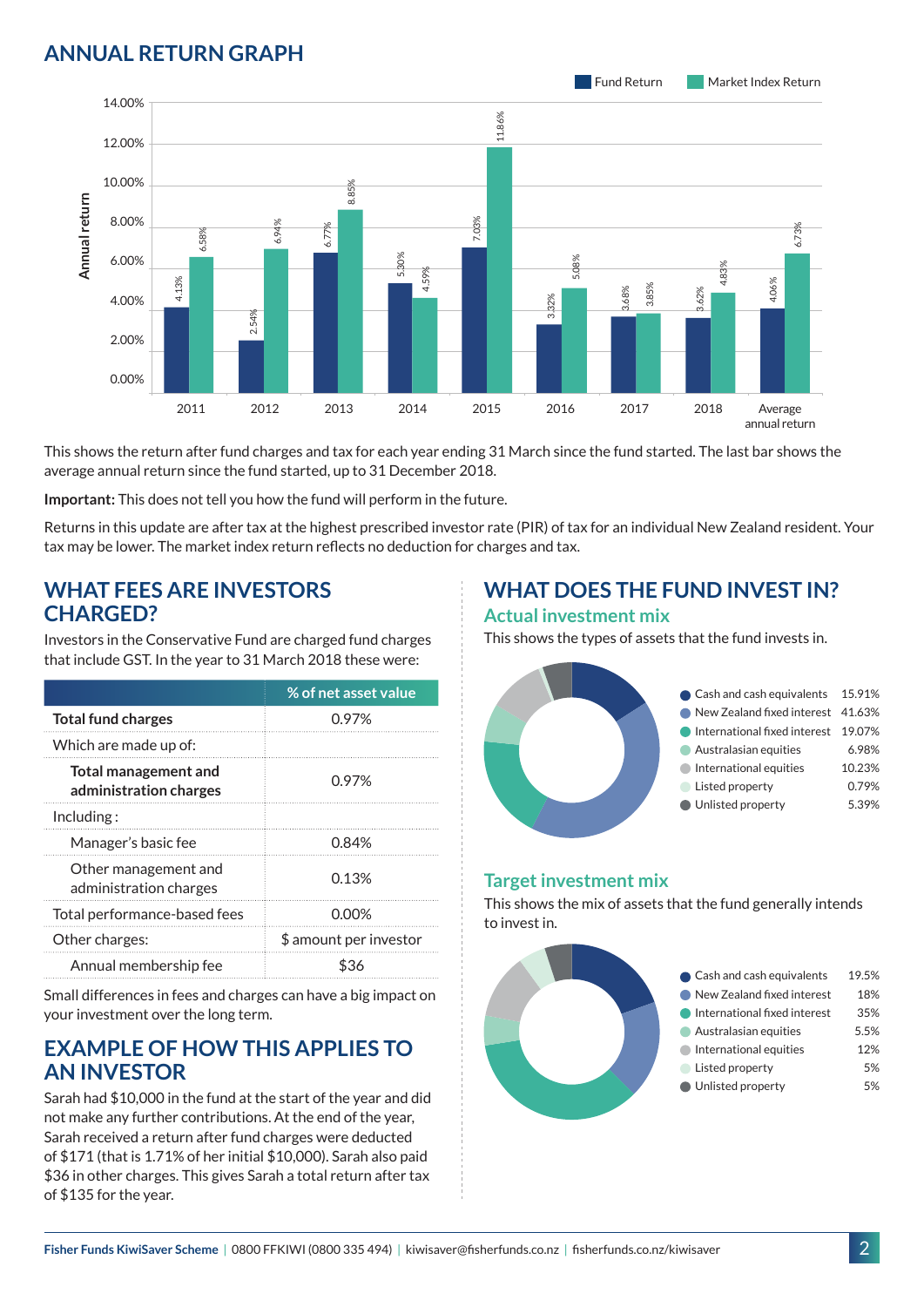## ANNUAL RETURN GRAPH

| Year | Fund Return | Market Index Return |
|---|---|---|
| 2011 | 4.13% | 6.58% |
| 2012 | 2.54% | 6.94% |
| 2013 | 6.77% | 8.85% |
| 2014 | 5.30% | 4.59% |
| 2015 | 7.03% | 11.86% |
| 2016 | 3.32% | 5.08% |
| 2017 | 3.68% | 3.85% |
| 2018 | 3.62% | 4.83% |
| Average annual return | 4.06% | 6.73% |

This shows the return after fund charges and tax for each year ending 31 March since the fund started. The last bar shows the average annual return since the fund started, up to 31 December 2018.

**Important:** This does not tell you how the fund will perform in the future.

Returns in this update are after tax at the highest prescribed investor rate (PIR) of tax for an individual New Zealand resident. Your tax may be lower. The market index return reflects no deduction for charges and tax.

## WHAT FEES ARE INVESTORS CHARGED?

Investors in the Conservative Fund are charged fund charges that include GST. In the year to 31 March 2018 these were:

| | % of net asset value |
|---|---|
| **Total fund charges** | 0.97% |
| Which are made up of: | |
| **Total management and administration charges** | 0.97% |
| Including : | |
| Manager's basic fee | 0.84% |
| Other management and administration charges | 0.13% |
| Total performance-based fees | 0.00% |
| Other charges: | $ amount per investor |
| Annual membership fee | $36 |

Small differences in fees and charges can have a big impact on your investment over the long term.

## EXAMPLE OF HOW THIS APPLIES TO AN INVESTOR

Sarah had $10,000 in the fund at the start of the year and did not make any further contributions. At the end of the year, Sarah received a return after fund charges were deducted of $171 (that is 1.71% of her initial $10,000). Sarah also paid $36 in other charges. This gives Sarah a total return after tax of $135 for the year.

## WHAT DOES THE FUND INVEST IN?

### Actual investment mix

This shows the types of assets that the fund invests in.

| Asset | % |
|---|---|
| Cash and cash equivalents | 15.91% |
| New Zealand fixed interest | 41.63% |
| International fixed interest | 19.07% |
| Australasian equities | 6.98% |
| International equities | 10.23% |
| Listed property | 0.79% |
| Unlisted property | 5.39% |

### Target investment mix

This shows the mix of assets that the fund generally intends to invest in.

| Asset | % |
|---|---|
| Cash and cash equivalents | 19.5% |
| New Zealand fixed interest | 18% |
| International fixed interest | 35% |
| Australasian equities | 5.5% |
| International equities | 12% |
| Listed property | 5% |
| Unlisted property | 5% |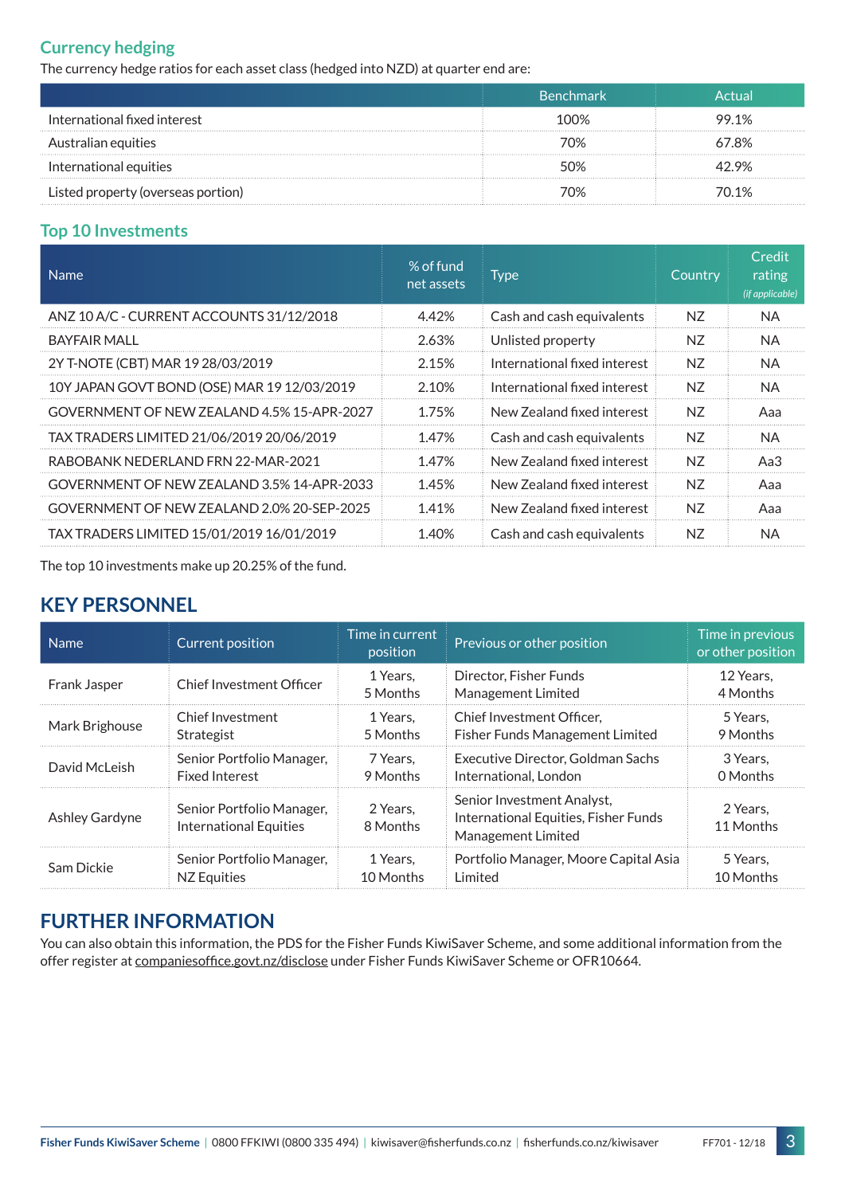## Currency hedging

The currency hedge ratios for each asset class (hedged into NZD) at quarter end are:

| | Benchmark | Actual |
|---|---|---|
| International fixed interest | 100% | 99.1% |
| Australian equities | 70% | 67.8% |
| International equities | 50% | 42.9% |
| Listed property (overseas portion) | 70% | 70.1% |

## Top 10 Investments

| Name | % of fund net assets | Type | Country | Credit rating *(if applicable)* |
|---|---|---|---|---|
| ANZ 10 A/C - CURRENT ACCOUNTS 31/12/2018 | 4.42% | Cash and cash equivalents | NZ | NA |
| BAYFAIR MALL | 2.63% | Unlisted property | NZ | NA |
| 2Y T-NOTE (CBT) MAR 19 28/03/2019 | 2.15% | International fixed interest | NZ | NA |
| 10Y JAPAN GOVT BOND (OSE) MAR 19 12/03/2019 | 2.10% | International fixed interest | NZ | NA |
| GOVERNMENT OF NEW ZEALAND 4.5% 15-APR-2027 | 1.75% | New Zealand fixed interest | NZ | Aaa |
| TAX TRADERS LIMITED 21/06/2019 20/06/2019 | 1.47% | Cash and cash equivalents | NZ | NA |
| RABOBANK NEDERLAND FRN 22-MAR-2021 | 1.47% | New Zealand fixed interest | NZ | Aa3 |
| GOVERNMENT OF NEW ZEALAND 3.5% 14-APR-2033 | 1.45% | New Zealand fixed interest | NZ | Aaa |
| GOVERNMENT OF NEW ZEALAND 2.0% 20-SEP-2025 | 1.41% | New Zealand fixed interest | NZ | Aaa |
| TAX TRADERS LIMITED 15/01/2019 16/01/2019 | 1.40% | Cash and cash equivalents | NZ | NA |

The top 10 investments make up 20.25% of the fund.

## KEY PERSONNEL

| Name | Current position | Time in current position | Previous or other position | Time in previous or other position |
|---|---|---|---|---|
| Frank Jasper | Chief Investment Officer | 1 Years, 5 Months | Director, Fisher Funds Management Limited | 12 Years, 4 Months |
| Mark Brighouse | Chief Investment Strategist | 1 Years, 5 Months | Chief Investment Officer, Fisher Funds Management Limited | 5 Years, 9 Months |
| David McLeish | Senior Portfolio Manager, Fixed Interest | 7 Years, 9 Months | Executive Director, Goldman Sachs International, London | 3 Years, 0 Months |
| Ashley Gardyne | Senior Portfolio Manager, International Equities | 2 Years, 8 Months | Senior Investment Analyst, International Equities, Fisher Funds Management Limited | 2 Years, 11 Months |
| Sam Dickie | Senior Portfolio Manager, NZ Equities | 1 Years, 10 Months | Portfolio Manager, Moore Capital Asia Limited | 5 Years, 10 Months |

## FURTHER INFORMATION

You can also obtain this information, the PDS for the Fisher Funds KiwiSaver Scheme, and some additional information from the offer register at companiesoffice.govt.nz/disclose under Fisher Funds KiwiSaver Scheme or OFR10664.